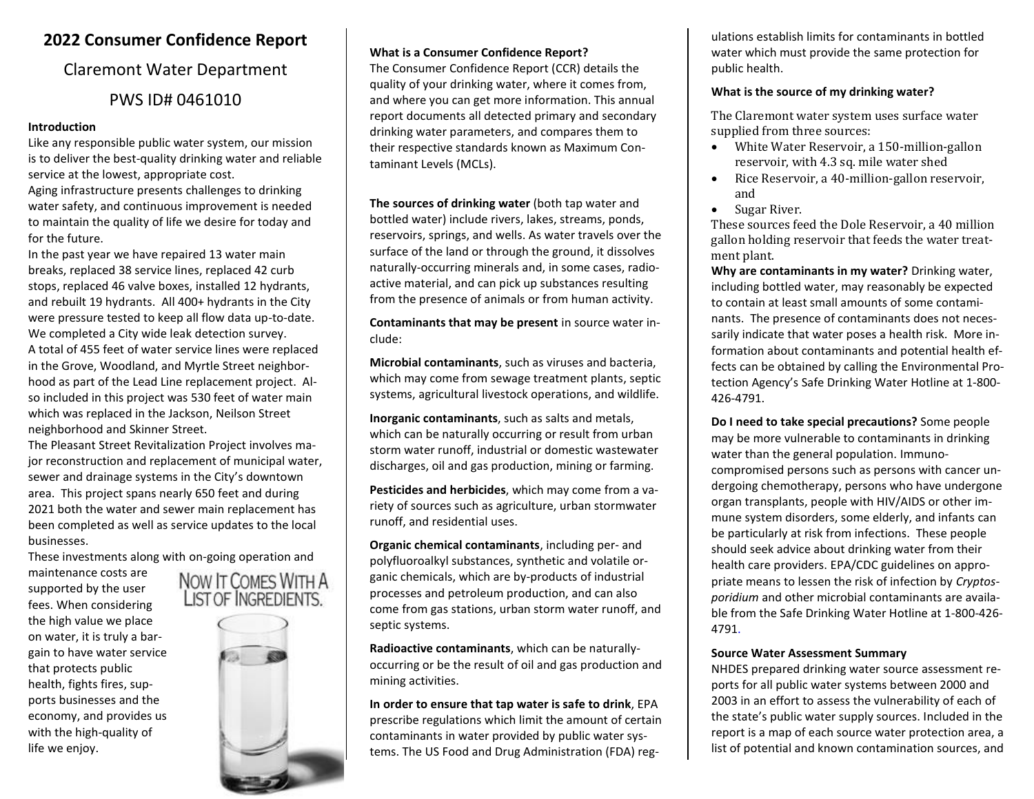# 2022 Consumer Confidence Report

## Claremont Water Department

## PWS ID# 0461010

**Introduction**

Like any responsible public water system, our mission is to deliver the best-quality drinking water and reliable service at the lowest, appropriate cost.

Aging infrastructure presents challenges to drinking water safety, and continuous improvement is needed to maintain the quality of life we desire for today and for the future.

In the past year we have repaired 13 water main breaks, replaced 38 service lines, replaced 42 curb stops, replaced 46 valve boxes, installed 12 hydrants, and rebuilt 19 hydrants. All 400+ hydrants in the City were pressure tested to keep all flow data up-to-date. We completed a City wide leak detection survey.

A total of 455 feet of water service lines were replaced in the Grove, Woodland, and Myrtle Street neighborhood as part of the Lead Line replacement project. Also included in this project was 530 feet of water main which was replaced in the Jackson, Neilson Street neighborhood and Skinner Street.

The Pleasant Street Revitalization Project involves major reconstruction and replacement of municipal water, sewer and drainage systems in the City's downtown area. This project spans nearly 650 feet and during 2021 both the water and sewer main replacement has been completed as well as service updates to the local businesses.

These investments along with on-going operation and maintenance costs are supported by the user fees. When considering the high value we place on water, it is truly a bargain to have water service that protects public health, fights fires, supports businesses and the economy, and provides us with the high-quality of life we enjoy.

NOW IT COMES WITH A LIST OF INGREDIENTS.

**What is a Consumer Confidence Report?**

The Consumer Confidence Report (CCR) details the quality of your drinking water, where it comes from, and where you can get more information. This annual report documents all detected primary and secondary drinking water parameters, and compares them to their respective standards known as Maximum Contaminant Levels (MCLs).

**The sources of drinking water** (both tap water and bottled water) include rivers, lakes, streams, ponds, reservoirs, springs, and wells. As water travels over the surface of the land or through the ground, it dissolves naturally-occurring minerals and, in some cases, radioactive material, and can pick up substances resulting from the presence of animals or from human activity.

**Contaminants that may be present** in source water include:

**Microbial contaminants**, such as viruses and bacteria, which may come from sewage treatment plants, septic systems, agricultural livestock operations, and wildlife.

**Inorganic contaminants**, such as salts and metals, which can be naturally occurring or result from urban storm water runoff, industrial or domestic wastewater discharges, oil and gas production, mining or farming.

**Pesticides and herbicides**, which may come from a variety of sources such as agriculture, urban stormwater runoff, and residential uses.

**Organic chemical contaminants**, including per- and polyfluoroalkyl substances, synthetic and volatile organic chemicals, which are by-products of industrial processes and petroleum production, and can also come from gas stations, urban storm water runoff, and septic systems.

**Radioactive contaminants**, which can be naturally-occurring or be the result of oil and gas production and mining activities.

**In order to ensure that tap water is safe to drink**, EPA prescribe regulations which limit the amount of certain contaminants in water provided by public water systems. The US Food and Drug Administration (FDA) regulations establish limits for contaminants in bottled water which must provide the same protection for public health.

**What is the source of my drinking water?**

The Claremont water system uses surface water supplied from three sources:

- White Water Reservoir, a 150-million-gallon reservoir, with 4.3 sq. mile water shed
- Rice Reservoir, a 40-million-gallon reservoir, and
- Sugar River.

These sources feed the Dole Reservoir, a 40 million gallon holding reservoir that feeds the water treatment plant.

**Why are contaminants in my water?** Drinking water, including bottled water, may reasonably be expected to contain at least small amounts of some contaminants. The presence of contaminants does not necessarily indicate that water poses a health risk. More information about contaminants and potential health effects can be obtained by calling the Environmental Protection Agency's Safe Drinking Water Hotline at 1-800-426-4791.

**Do I need to take special precautions?** Some people may be more vulnerable to contaminants in drinking water than the general population. Immuno-compromised persons such as persons with cancer undergoing chemotherapy, persons who have undergone organ transplants, people with HIV/AIDS or other immune system disorders, some elderly, and infants can be particularly at risk from infections. These people should seek advice about drinking water from their health care providers. EPA/CDC guidelines on appropriate means to lessen the risk of infection by *Cryptosporidium* and other microbial contaminants are available from the Safe Drinking Water Hotline at 1-800-426-4791.

**Source Water Assessment Summary**

NHDES prepared drinking water source assessment reports for all public water systems between 2000 and 2003 in an effort to assess the vulnerability of each of the state's public water supply sources. Included in the report is a map of each source water protection area, a list of potential and known contamination sources, and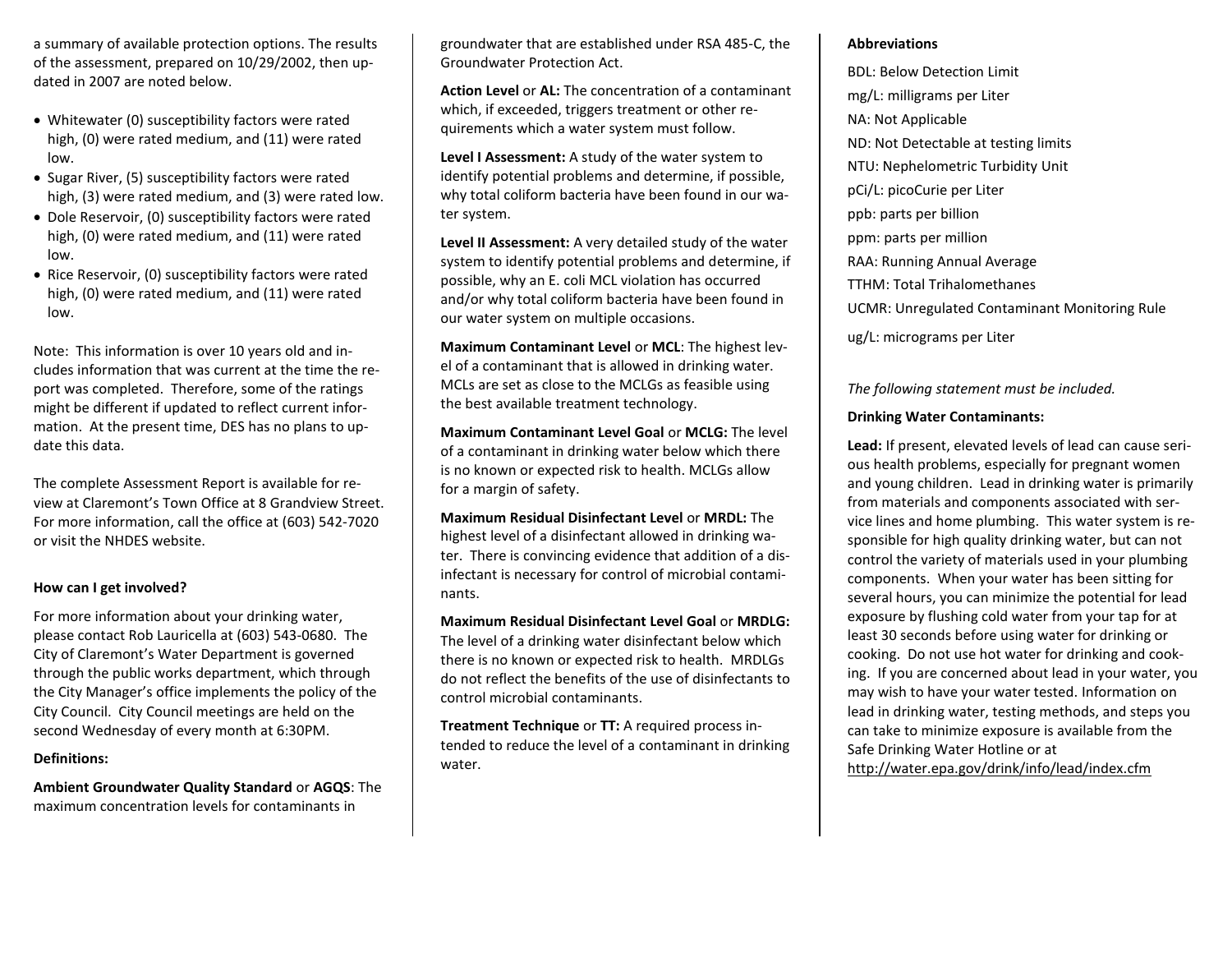a summary of available protection options. The results of the assessment, prepared on 10/29/2002, then updated in 2007 are noted below.

- Whitewater (0) susceptibility factors were rated high, (0) were rated medium, and (11) were rated low.
- Sugar River, (5) susceptibility factors were rated high, (3) were rated medium, and (3) were rated low.
- Dole Reservoir, (0) susceptibility factors were rated high, (0) were rated medium, and (11) were rated low.
- Rice Reservoir, (0) susceptibility factors were rated high, (0) were rated medium, and (11) were rated low.

Note: This information is over 10 years old and includes information that was current at the time the report was completed. Therefore, some of the ratings might be different if updated to reflect current information. At the present time, DES has no plans to update this data.

The complete Assessment Report is available for review at Claremont's Town Office at 8 Grandview Street. For more information, call the office at (603) 542-7020 or visit the NHDES website.

**How can I get involved?**

For more information about your drinking water, please contact Rob Lauricella at (603) 543-0680. The City of Claremont's Water Department is governed through the public works department, which through the City Manager's office implements the policy of the City Council. City Council meetings are held on the second Wednesday of every month at 6:30PM.

**Definitions:**

**Ambient Groundwater Quality Standard** or **AGQS**: The maximum concentration levels for contaminants in groundwater that are established under RSA 485-C, the Groundwater Protection Act.

**Action Level** or **AL:** The concentration of a contaminant which, if exceeded, triggers treatment or other requirements which a water system must follow.

**Level I Assessment:** A study of the water system to identify potential problems and determine, if possible, why total coliform bacteria have been found in our water system.

**Level II Assessment:** A very detailed study of the water system to identify potential problems and determine, if possible, why an E. coli MCL violation has occurred and/or why total coliform bacteria have been found in our water system on multiple occasions.

**Maximum Contaminant Level** or **MCL**: The highest level of a contaminant that is allowed in drinking water. MCLs are set as close to the MCLGs as feasible using the best available treatment technology.

**Maximum Contaminant Level Goal** or **MCLG:** The level of a contaminant in drinking water below which there is no known or expected risk to health. MCLGs allow for a margin of safety.

**Maximum Residual Disinfectant Level** or **MRDL:** The highest level of a disinfectant allowed in drinking water. There is convincing evidence that addition of a disinfectant is necessary for control of microbial contaminants.

**Maximum Residual Disinfectant Level Goal** or **MRDLG:** The level of a drinking water disinfectant below which there is no known or expected risk to health. MRDLGs do not reflect the benefits of the use of disinfectants to control microbial contaminants.

**Treatment Technique** or **TT:** A required process intended to reduce the level of a contaminant in drinking water.

**Abbreviations**

BDL: Below Detection Limit

mg/L: milligrams per Liter

NA: Not Applicable

ND: Not Detectable at testing limits

NTU: Nephelometric Turbidity Unit

pCi/L: picoCurie per Liter

ppb: parts per billion

ppm: parts per million

RAA: Running Annual Average

TTHM: Total Trihalomethanes

UCMR: Unregulated Contaminant Monitoring Rule

ug/L: micrograms per Liter

*The following statement must be included.*

**Drinking Water Contaminants:**

**Lead:** If present, elevated levels of lead can cause serious health problems, especially for pregnant women and young children. Lead in drinking water is primarily from materials and components associated with service lines and home plumbing. This water system is responsible for high quality drinking water, but can not control the variety of materials used in your plumbing components. When your water has been sitting for several hours, you can minimize the potential for lead exposure by flushing cold water from your tap for at least 30 seconds before using water for drinking or cooking. Do not use hot water for drinking and cooking. If you are concerned about lead in your water, you may wish to have your water tested. Information on lead in drinking water, testing methods, and steps you can take to minimize exposure is available from the Safe Drinking Water Hotline or at http://water.epa.gov/drink/info/lead/index.cfm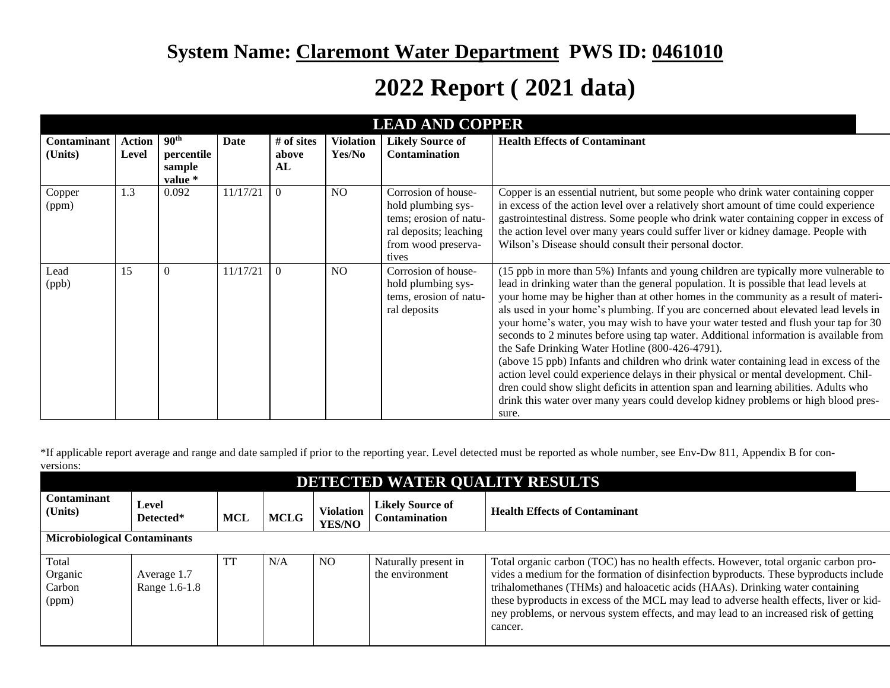## System Name: Claremont Water Department PWS ID: 0461010

# 2022 Report ( 2021 data)

| LEAD AND COPPER | | | | | | | |
|---|---|---|---|---|---|---|---|
| **Contaminant (Units)** | **Action Level** | **90th percentile sample value \*** | **Date** | **# of sites above AL** | **Violation Yes/No** | **Likely Source of Contamination** | **Health Effects of Contaminant** |
| Copper (ppm) | 1.3 | 0.092 | 11/17/21 | 0 | NO | Corrosion of household plumbing systems; erosion of natural deposits; leaching from wood preservatives | Copper is an essential nutrient, but some people who drink water containing copper in excess of the action level over a relatively short amount of time could experience gastrointestinal distress. Some people who drink water containing copper in excess of the action level over many years could suffer liver or kidney damage. People with Wilson's Disease should consult their personal doctor. |
| Lead (ppb) | 15 | 0 | 11/17/21 | 0 | NO | Corrosion of household plumbing systems, erosion of natural deposits | (15 ppb in more than 5%) Infants and young children are typically more vulnerable to lead in drinking water than the general population. It is possible that lead levels at your home may be higher than at other homes in the community as a result of materials used in your home's plumbing. If you are concerned about elevated lead levels in your home's water, you may wish to have your water tested and flush your tap for 30 seconds to 2 minutes before using tap water. Additional information is available from the Safe Drinking Water Hotline (800-426-4791). (above 15 ppb) Infants and children who drink water containing lead in excess of the action level could experience delays in their physical or mental development. Children could show slight deficits in attention span and learning abilities. Adults who drink this water over many years could develop kidney problems or high blood pressure. |

\*If applicable report average and range and date sampled if prior to the reporting year. Level detected must be reported as whole number, see Env-Dw 811, Appendix B for conversions:

| DETECTED WATER QUALITY RESULTS | | | | | | |
|---|---|---|---|---|---|---|
| **Contaminant (Units)** | **Level Detected\*** | **MCL** | **MCLG** | **Violation YES/NO** | **Likely Source of Contamination** | **Health Effects of Contaminant** |
| **Microbiological Contaminants** | | | | | | |
| Total Organic Carbon (ppm) | Average 1.7 Range 1.6-1.8 | TT | N/A | NO | Naturally present in the environment | Total organic carbon (TOC) has no health effects. However, total organic carbon provides a medium for the formation of disinfection byproducts. These byproducts include trihalomethanes (THMs) and haloacetic acids (HAAs). Drinking water containing these byproducts in excess of the MCL may lead to adverse health effects, liver or kidney problems, or nervous system effects, and may lead to an increased risk of getting cancer. |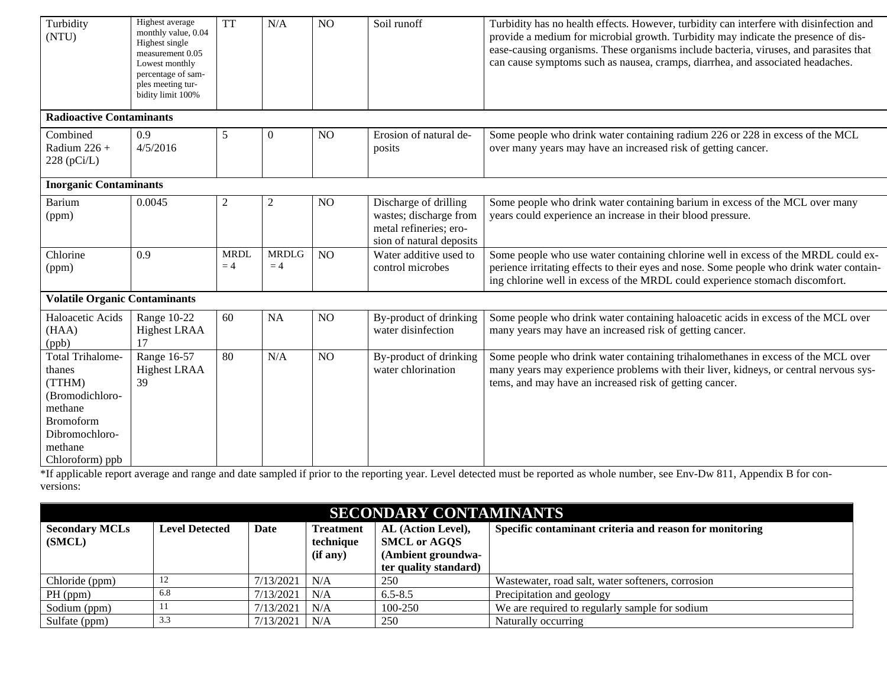| | | | | | | |
|---|---|---|---|---|---|---|
| Turbidity (NTU) | Highest average monthly value, 0.04 Highest single measurement 0.05 Lowest monthly percentage of samples meeting turbidity limit 100% | TT | N/A | NO | Soil runoff | Turbidity has no health effects. However, turbidity can interfere with disinfection and provide a medium for microbial growth. Turbidity may indicate the presence of disease-causing organisms. These organisms include bacteria, viruses, and parasites that can cause symptoms such as nausea, cramps, diarrhea, and associated headaches. |
| **Radioactive Contaminants** | | | | | | |
| Combined Radium 226 + 228 (pCi/L) | 0.9 4/5/2016 | 5 | 0 | NO | Erosion of natural deposits | Some people who drink water containing radium 226 or 228 in excess of the MCL over many years may have an increased risk of getting cancer. |
| **Inorganic Contaminants** | | | | | | |
| Barium (ppm) | 0.0045 | 2 | 2 | NO | Discharge of drilling wastes; discharge from metal refineries; erosion of natural deposits | Some people who drink water containing barium in excess of the MCL over many years could experience an increase in their blood pressure. |
| Chlorine (ppm) | 0.9 | MRDL = 4 | MRDLG = 4 | NO | Water additive used to control microbes | Some people who use water containing chlorine well in excess of the MRDL could experience irritating effects to their eyes and nose. Some people who drink water containing chlorine well in excess of the MRDL could experience stomach discomfort. |
| **Volatile Organic Contaminants** | | | | | | |
| Haloacetic Acids (HAA) (ppb) | Range 10-22 Highest LRAA 17 | 60 | NA | NO | By-product of drinking water disinfection | Some people who drink water containing haloacetic acids in excess of the MCL over many years may have an increased risk of getting cancer. |
| Total Trihalomethanes (TTHM) (Bromodichloromethane Bromoform Dibromochloromethane Chloroform) ppb | Range 16-57 Highest LRAA 39 | 80 | N/A | NO | By-product of drinking water chlorination | Some people who drink water containing trihalomethanes in excess of the MCL over many years may experience problems with their liver, kidneys, or central nervous systems, and may have an increased risk of getting cancer. |

*If applicable report average and range and date sampled if prior to the reporting year. Level detected must be reported as whole number, see Env-Dw 811, Appendix B for conversions:

## SECONDARY CONTAMINANTS

| Secondary MCLs (SMCL) | Level Detected | Date | Treatment technique (if any) | AL (Action Level), SMCL or AGQS (Ambient groundwater quality standard) | Specific contaminant criteria and reason for monitoring |
|---|---|---|---|---|---|
| Chloride (ppm) | 12 | 7/13/2021 | N/A | 250 | Wastewater, road salt, water softeners, corrosion |
| PH (ppm) | 6.8 | 7/13/2021 | N/A | 6.5-8.5 | Precipitation and geology |
| Sodium (ppm) | 11 | 7/13/2021 | N/A | 100-250 | We are required to regularly sample for sodium |
| Sulfate (ppm) | 3.3 | 7/13/2021 | N/A | 250 | Naturally occurring |